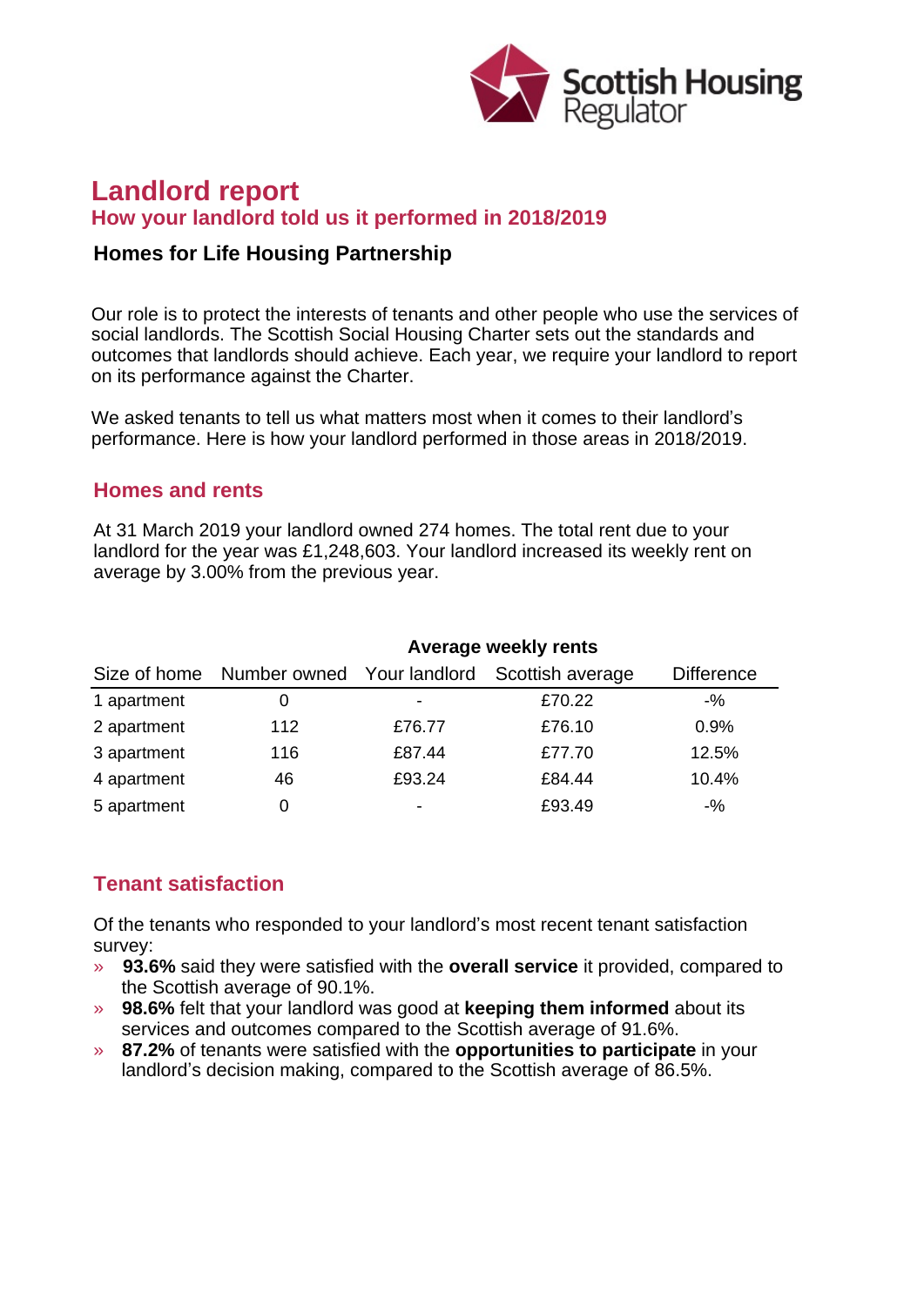# Landlord report

## How your landlord told us it performed in 2018/2019

### Homes for Life Housing Partnership

Our role is to protect the interests of tenants and other people who use the services of social landlords. The Scottish Social Housing Charter sets out the standards and outcomes that landlords should achieve. Each year, we require your landlord to report on its performance against the Charter.

We asked tenants to tell us what matters most when it comes to their landlord's performance. Here is how your landlord performed in those areas in 2018/2019.

## Homes and rents

At 31 March 2019 your landlord owned 274 homes. The total rent due to your landlord for the year was £1,248,603. Your landlord increased its weekly rent on average by 3.00% from the previous year.

| | | Average weekly rents | | |
|---|---|---|---|---|
| Size of home | Number owned | Your landlord | Scottish average | Difference |
| 1 apartment | 0 | - | £70.22 | -% |
| 2 apartment | 112 | £76.77 | £76.10 | 0.9% |
| 3 apartment | 116 | £87.44 | £77.70 | 12.5% |
| 4 apartment | 46 | £93.24 | £84.44 | 10.4% |
| 5 apartment | 0 | - | £93.49 | -% |

## Tenant satisfaction

Of the tenants who responded to your landlord's most recent tenant satisfaction survey:

- **93.6%** said they were satisfied with the **overall service** it provided, compared to the Scottish average of 90.1%.
- **98.6%** felt that your landlord was good at **keeping them informed** about its services and outcomes compared to the Scottish average of 91.6%.
- **87.2%** of tenants were satisfied with the **opportunities to participate** in your landlord's decision making, compared to the Scottish average of 86.5%.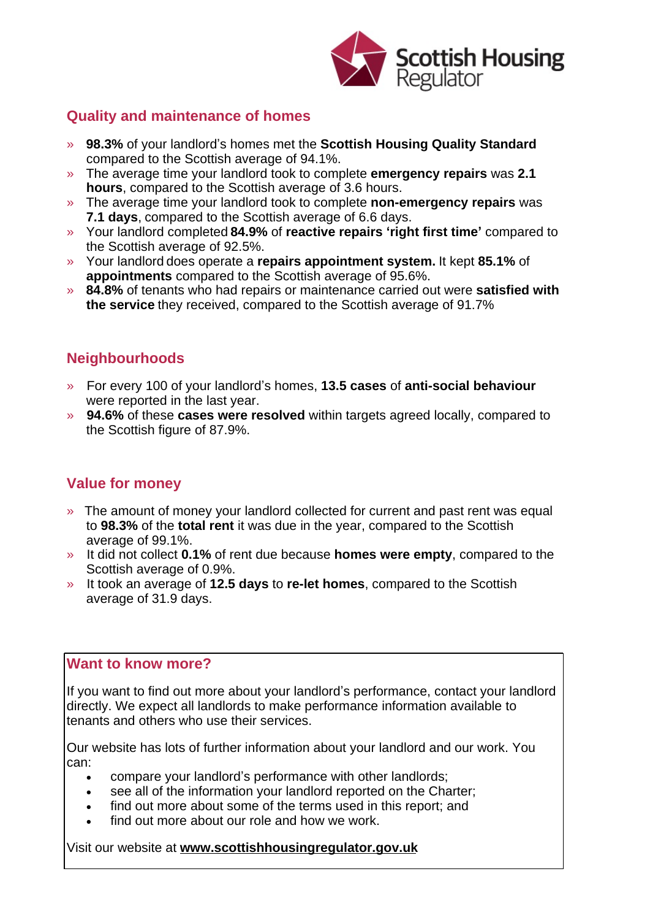## Quality and maintenance of homes

- **98.3%** of your landlord's homes met the **Scottish Housing Quality Standard** compared to the Scottish average of 94.1%.
- The average time your landlord took to complete **emergency repairs** was **2.1 hours**, compared to the Scottish average of 3.6 hours.
- The average time your landlord took to complete **non-emergency repairs** was **7.1 days**, compared to the Scottish average of 6.6 days.
- Your landlord completed **84.9%** of **reactive repairs 'right first time'** compared to the Scottish average of 92.5%.
- Your landlord does operate a **repairs appointment system.** It kept **85.1%** of **appointments** compared to the Scottish average of 95.6%.
- **84.8%** of tenants who had repairs or maintenance carried out were **satisfied with the service** they received, compared to the Scottish average of 91.7%

## Neighbourhoods

- For every 100 of your landlord's homes, **13.5 cases** of **anti-social behaviour** were reported in the last year.
- **94.6%** of these **cases were resolved** within targets agreed locally, compared to the Scottish figure of 87.9%.

## Value for money

- The amount of money your landlord collected for current and past rent was equal to **98.3%** of the **total rent** it was due in the year, compared to the Scottish average of 99.1%.
- It did not collect **0.1%** of rent due because **homes were empty**, compared to the Scottish average of 0.9%.
- It took an average of **12.5 days** to **re-let homes**, compared to the Scottish average of 31.9 days.

## Want to know more?

If you want to find out more about your landlord's performance, contact your landlord directly. We expect all landlords to make performance information available to tenants and others who use their services.

Our website has lots of further information about your landlord and our work. You can:

- compare your landlord's performance with other landlords;
- see all of the information your landlord reported on the Charter;
- find out more about some of the terms used in this report; and
- find out more about our role and how we work.

Visit our website at **www.scottishhousingregulator.gov.uk**